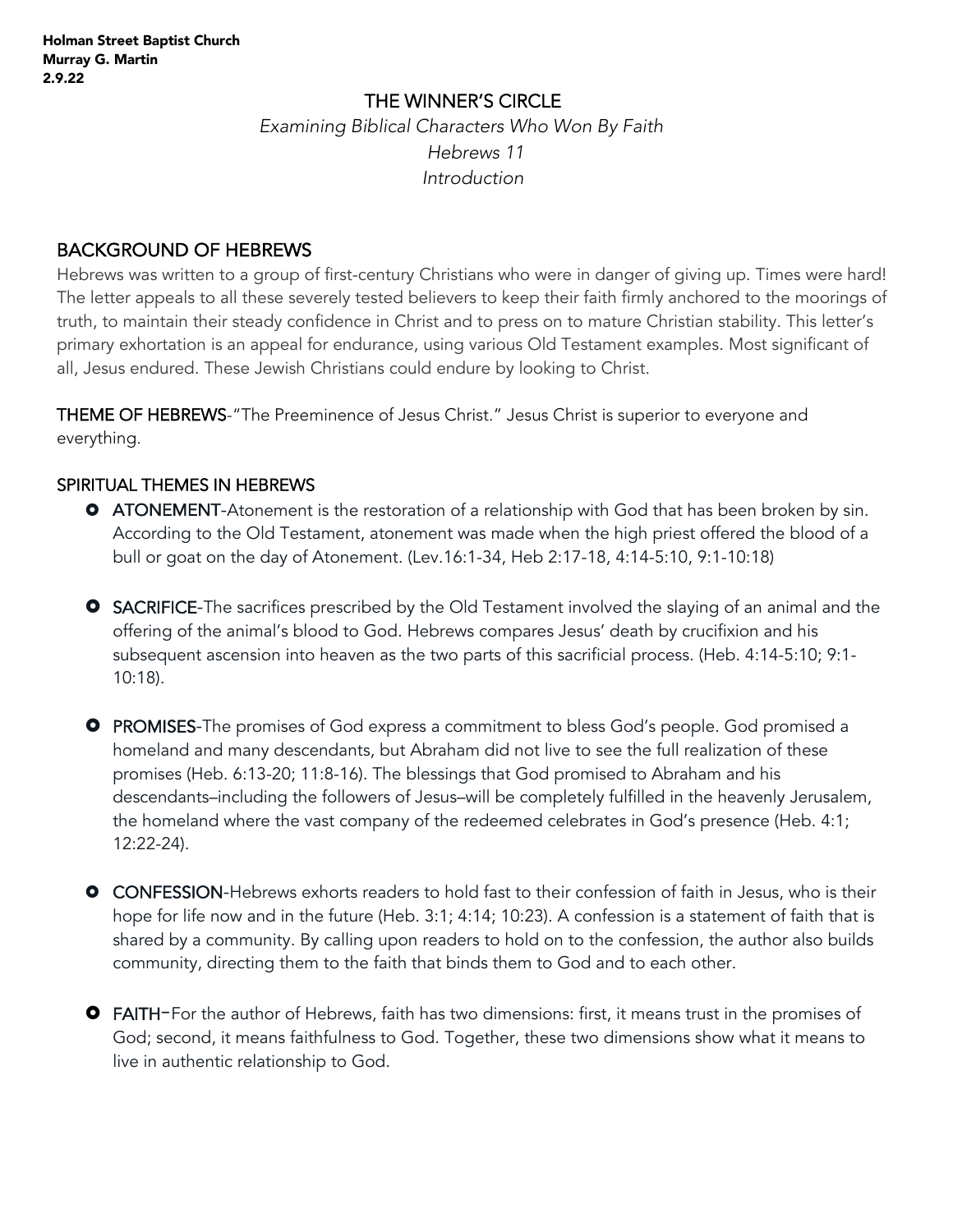**Holman Street Baptist Church**
**Murray G. Martin**
**2.9.22**

# THE WINNER'S CIRCLE

*Examining Biblical Characters Who Won By Faith*

*Hebrews 11*

*Introduction*

## BACKGROUND OF HEBREWS

Hebrews was written to a group of first-century Christians who were in danger of giving up. Times were hard! The letter appeals to all these severely tested believers to keep their faith firmly anchored to the moorings of truth, to maintain their steady confidence in Christ and to press on to mature Christian stability. This letter's primary exhortation is an appeal for endurance, using various Old Testament examples. Most significant of all, Jesus endured. These Jewish Christians could endure by looking to Christ.

**THEME OF HEBREWS**-"The Preeminence of Jesus Christ." Jesus Christ is superior to everyone and everything.

## SPIRITUAL THEMES IN HEBREWS

- **ATONEMENT**-Atonement is the restoration of a relationship with God that has been broken by sin. According to the Old Testament, atonement was made when the high priest offered the blood of a bull or goat on the day of Atonement. (Lev.16:1-34, Heb 2:17-18, 4:14-5:10, 9:1-10:18)
- **SACRIFICE**-The sacrifices prescribed by the Old Testament involved the slaying of an animal and the offering of the animal's blood to God. Hebrews compares Jesus' death by crucifixion and his subsequent ascension into heaven as the two parts of this sacrificial process. (Heb. 4:14-5:10; 9:1-10:18).
- **PROMISES**-The promises of God express a commitment to bless God's people. God promised a homeland and many descendants, but Abraham did not live to see the full realization of these promises (Heb. 6:13-20; 11:8-16). The blessings that God promised to Abraham and his descendants–including the followers of Jesus–will be completely fulfilled in the heavenly Jerusalem, the homeland where the vast company of the redeemed celebrates in God's presence (Heb. 4:1; 12:22-24).
- **CONFESSION**-Hebrews exhorts readers to hold fast to their confession of faith in Jesus, who is their hope for life now and in the future (Heb. 3:1; 4:14; 10:23). A confession is a statement of faith that is shared by a community. By calling upon readers to hold on to the confession, the author also builds community, directing them to the faith that binds them to God and to each other.
- **FAITH**-For the author of Hebrews, faith has two dimensions: first, it means trust in the promises of God; second, it means faithfulness to God. Together, these two dimensions show what it means to live in authentic relationship to God.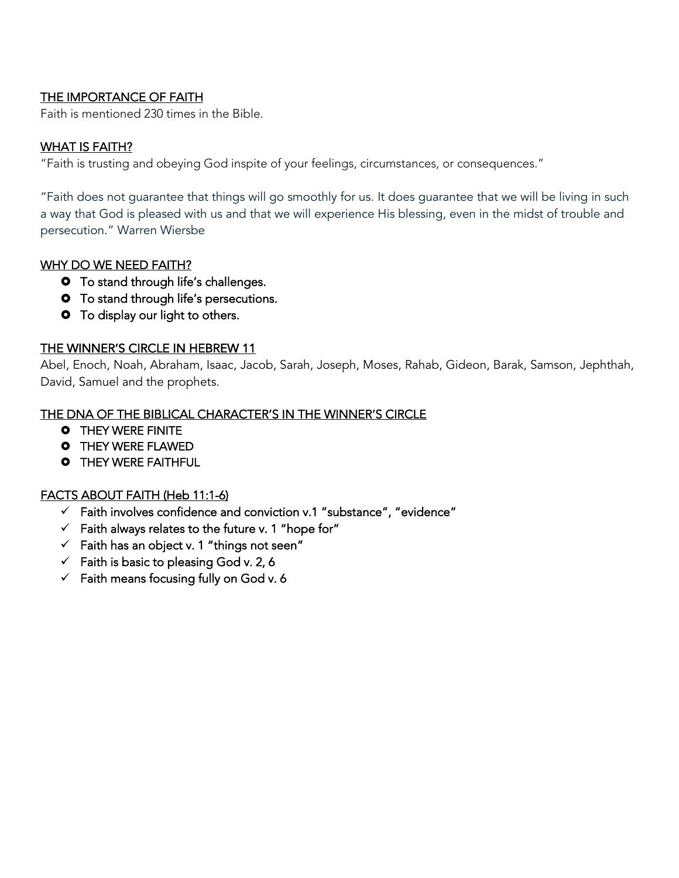## THE IMPORTANCE OF FAITH

Faith is mentioned 230 times in the Bible.

## WHAT IS FAITH?

"Faith is trusting and obeying God inspite of your feelings, circumstances, or consequences."

"Faith does not guarantee that things will go smoothly for us. It does guarantee that we will be living in such a way that God is pleased with us and that we will experience His blessing, even in the midst of trouble and persecution." Warren Wiersbe

## WHY DO WE NEED FAITH?

- To stand through life's challenges.
- To stand through life's persecutions.
- To display our light to others.

## THE WINNER'S CIRCLE IN HEBREW 11

Abel, Enoch, Noah, Abraham, Isaac, Jacob, Sarah, Joseph, Moses, Rahab, Gideon, Barak, Samson, Jephthah, David, Samuel and the prophets.

## THE DNA OF THE BIBLICAL CHARACTER'S IN THE WINNER'S CIRCLE

- THEY WERE FINITE
- THEY WERE FLAWED
- THEY WERE FAITHFUL

## FACTS ABOUT FAITH (Heb 11:1-6)

- ✓ Faith involves confidence and conviction v.1 "substance", "evidence"
- ✓ Faith always relates to the future v. 1 "hope for"
- ✓ Faith has an object v. 1 "things not seen"
- ✓ Faith is basic to pleasing God v. 2, 6
- ✓ Faith means focusing fully on God v. 6